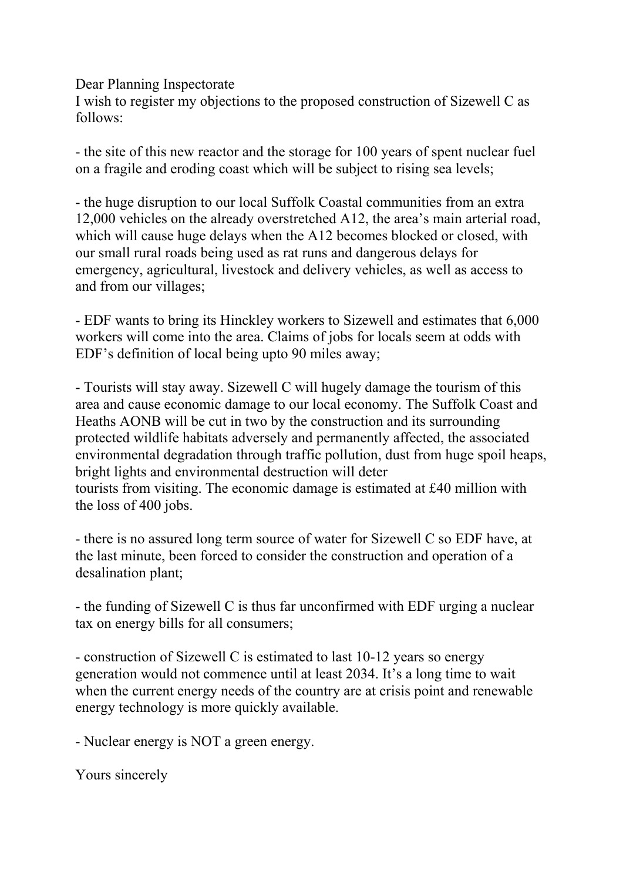Dear Planning Inspectorate
I wish to register my objections to the proposed construction of Sizewell C as follows:

- the site of this new reactor and the storage for 100 years of spent nuclear fuel on a fragile and eroding coast which will be subject to rising sea levels;

- the huge disruption to our local Suffolk Coastal communities from an extra 12,000 vehicles on the already overstretched A12, the area's main arterial road, which will cause huge delays when the A12 becomes blocked or closed, with our small rural roads being used as rat runs and dangerous delays for emergency, agricultural, livestock and delivery vehicles, as well as access to and from our villages;

- EDF wants to bring its Hinckley workers to Sizewell and estimates that 6,000 workers will come into the area. Claims of jobs for locals seem at odds with EDF's definition of local being upto 90 miles away;

- Tourists will stay away. Sizewell C will hugely damage the tourism of this area and cause economic damage to our local economy. The Suffolk Coast and Heaths AONB will be cut in two by the construction and its surrounding protected wildlife habitats adversely and permanently affected, the associated environmental degradation through traffic pollution, dust from huge spoil heaps, bright lights and environmental destruction will deter tourists from visiting. The economic damage is estimated at £40 million with the loss of 400 jobs.

- there is no assured long term source of water for Sizewell C so EDF have, at the last minute, been forced to consider the construction and operation of a desalination plant;

- the funding of Sizewell C is thus far unconfirmed with EDF urging a nuclear tax on energy bills for all consumers;

- construction of Sizewell C is estimated to last 10-12 years so energy generation would not commence until at least 2034. It's a long time to wait when the current energy needs of the country are at crisis point and renewable energy technology is more quickly available.

- Nuclear energy is NOT a green energy.

Yours sincerely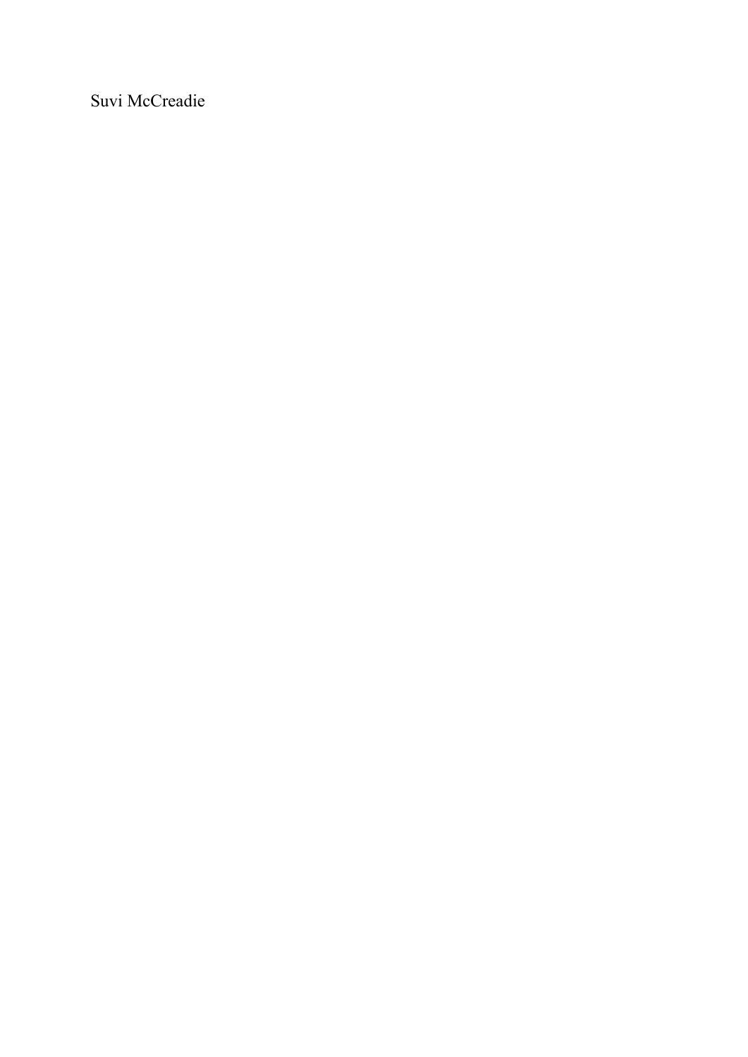Suvi McCreadie